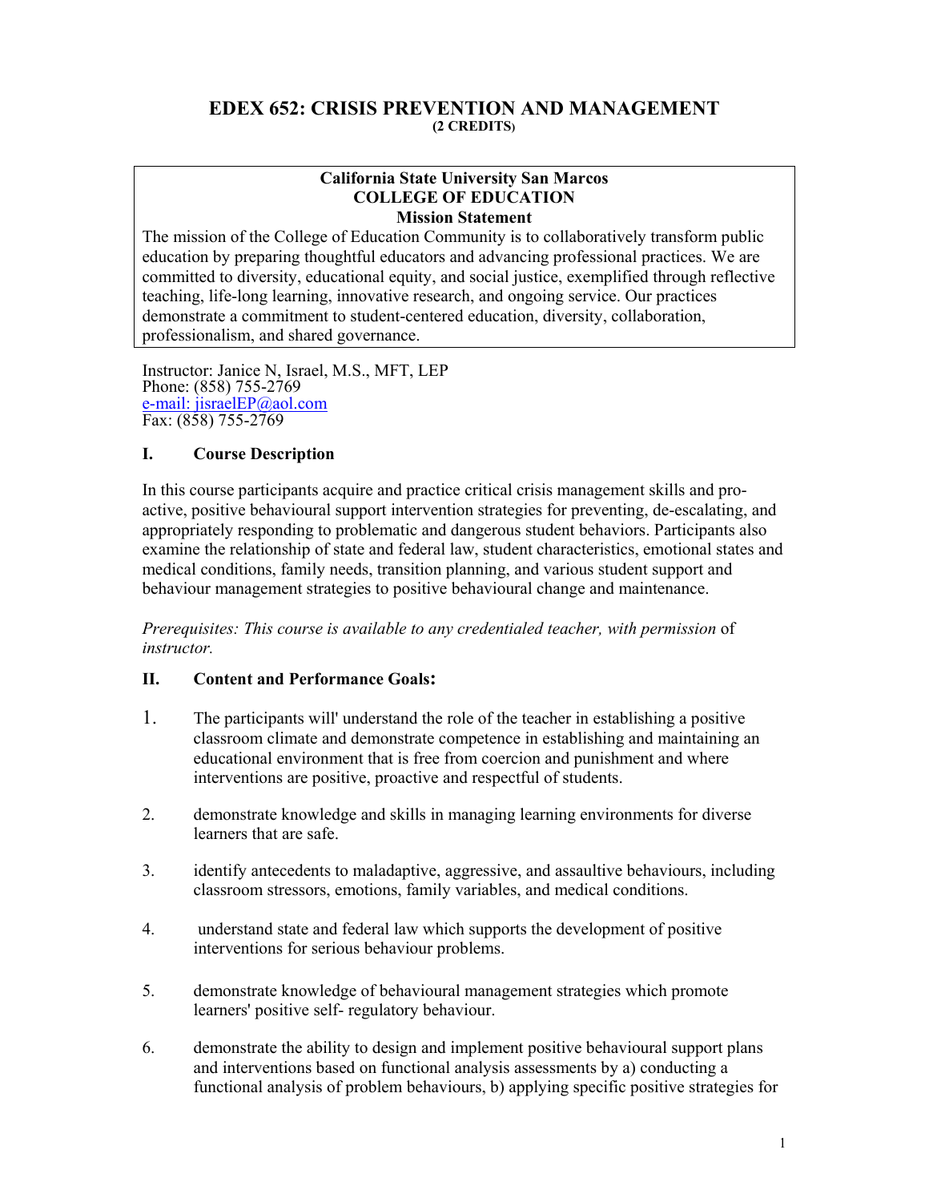# EDEX 652: CRISIS PREVENTION AND MANAGEMENT

**(2 CREDITS)**

> **California State University San Marcos**
> **COLLEGE OF EDUCATION**
> **Mission Statement**
>
> The mission of the College of Education Community is to collaboratively transform public education by preparing thoughtful educators and advancing professional practices. We are committed to diversity, educational equity, and social justice, exemplified through reflective teaching, life-long learning, innovative research, and ongoing service. Our practices demonstrate a commitment to student-centered education, diversity, collaboration, professionalism, and shared governance.

Instructor: Janice N, Israel, M.S., MFT, LEP
Phone: (858) 755-2769
e-mail: jisraelEP@aol.com
Fax: (858) 755-2769

## I. Course Description

In this course participants acquire and practice critical crisis management skills and pro-active, positive behavioural support intervention strategies for preventing, de-escalating, and appropriately responding to problematic and dangerous student behaviors. Participants also examine the relationship of state and federal law, student characteristics, emotional states and medical conditions, family needs, transition planning, and various student support and behaviour management strategies to positive behavioural change and maintenance.

*Prerequisites: This course is available to any credentialed teacher, with permission* of *instructor.*

## II. Content and Performance Goals:

1. The participants will' understand the role of the teacher in establishing a positive classroom climate and demonstrate competence in establishing and maintaining an educational environment that is free from coercion and punishment and where interventions are positive, proactive and respectful of students.
2. demonstrate knowledge and skills in managing learning environments for diverse learners that are safe.
3. identify antecedents to maladaptive, aggressive, and assaultive behaviours, including classroom stressors, emotions, family variables, and medical conditions.
4. understand state and federal law which supports the development of positive interventions for serious behaviour problems.
5. demonstrate knowledge of behavioural management strategies which promote learners' positive self- regulatory behaviour.
6. demonstrate the ability to design and implement positive behavioural support plans and interventions based on functional analysis assessments by a) conducting a functional analysis of problem behaviours, b) applying specific positive strategies for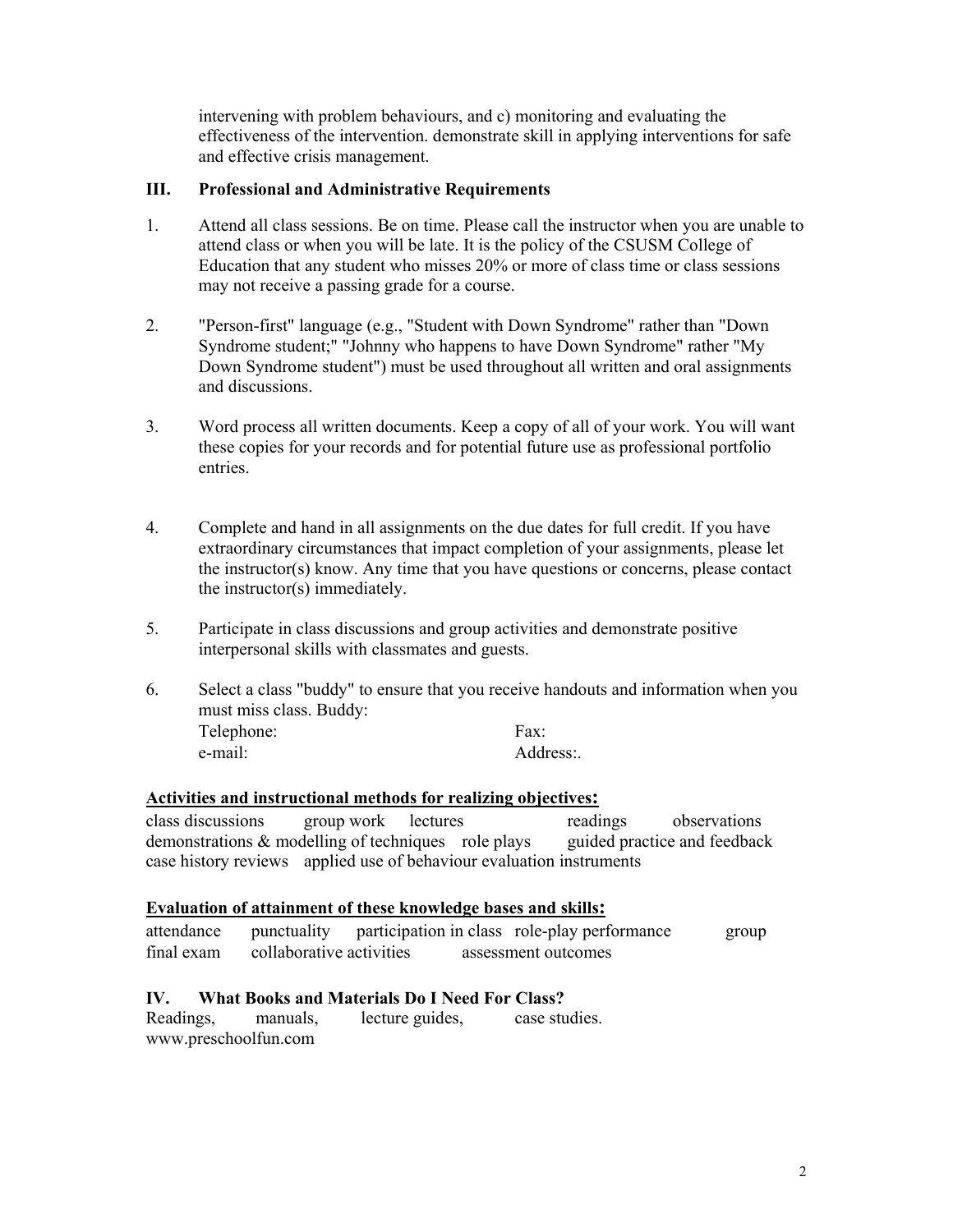intervening with problem behaviours, and c) monitoring and evaluating the effectiveness of the intervention. demonstrate skill in applying interventions for safe and effective crisis management.

### III. Professional and Administrative Requirements

1. Attend all class sessions. Be on time. Please call the instructor when you are unable to attend class or when you will be late. It is the policy of the CSUSM College of Education that any student who misses 20% or more of class time or class sessions may not receive a passing grade for a course.

2. "Person-first" language (e.g., "Student with Down Syndrome" rather than "Down Syndrome student;" "Johnny who happens to have Down Syndrome" rather "My Down Syndrome student") must be used throughout all written and oral assignments and discussions.

3. Word process all written documents. Keep a copy of all of your work. You will want these copies for your records and for potential future use as professional portfolio entries.

4. Complete and hand in all assignments on the due dates for full credit. If you have extraordinary circumstances that impact completion of your assignments, please let the instructor(s) know. Any time that you have questions or concerns, please contact the instructor(s) immediately.

5. Participate in class discussions and group activities and demonstrate positive interpersonal skills with classmates and guests.

6. Select a class "buddy" to ensure that you receive handouts and information when you must miss class. Buddy:
   Telephone: Fax:
   e-mail: Address:.

**Activities and instructional methods for realizing objectives:**

class discussions group work lectures readings observations demonstrations & modelling of techniques role plays guided practice and feedback case history reviews applied use of behaviour evaluation instruments

**Evaluation of attainment of these knowledge bases and skills:**

attendance punctuality participation in class role-play performance group final exam collaborative activities assessment outcomes

### IV. What Books and Materials Do I Need For Class?

Readings, manuals, lecture guides, case studies.
www.preschoolfun.com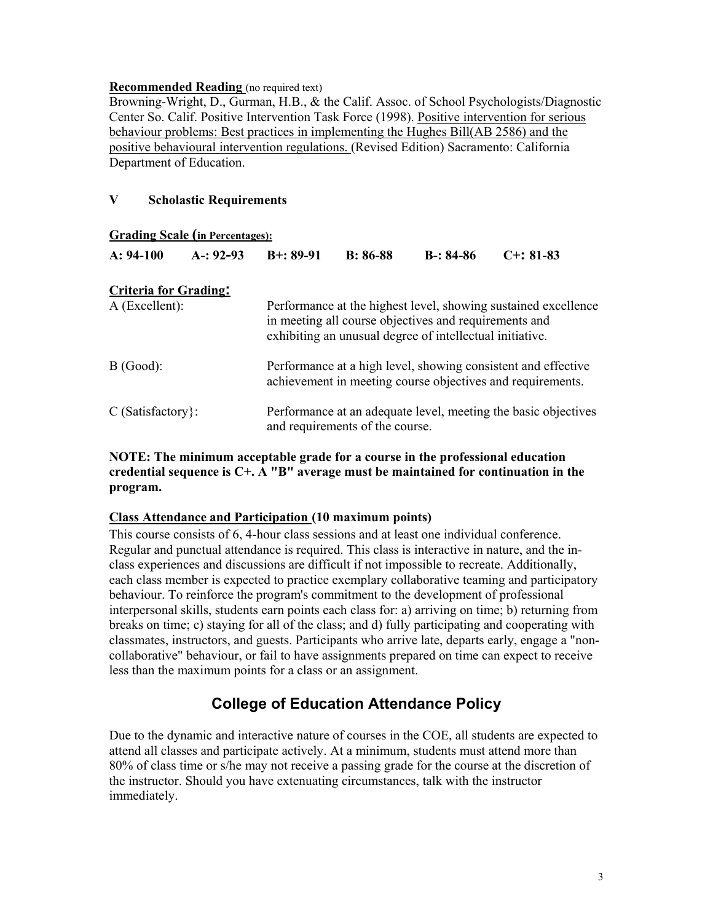**Recommended Reading** (no required text)
Browning-Wright, D., Gurman, H.B., & the Calif. Assoc. of School Psychologists/Diagnostic Center So. Calif. Positive Intervention Task Force (1998). Positive intervention for serious behaviour problems: Best practices in implementing the Hughes Bill(AB 2586) and the positive behavioural intervention regulations. (Revised Edition) Sacramento: California Department of Education.

## V Scholastic Requirements

**Grading Scale (in Percentages):**

| A: 94-100 | A-: 92-93 | B+: 89-91 | B: 86-88 | B-: 84-86 | C+: 81-83 |
|---|---|---|---|---|---|

**Criteria for Grading:**

A (Excellent): Performance at the highest level, showing sustained excellence in meeting all course objectives and requirements and exhibiting an unusual degree of intellectual initiative.

B (Good): Performance at a high level, showing consistent and effective achievement in meeting course objectives and requirements.

C (Satisfactory}: Performance at an adequate level, meeting the basic objectives and requirements of the course.

**NOTE: The minimum acceptable grade for a course in the professional education credential sequence is C+. A "B" average must be maintained for continuation in the program.**

**Class Attendance and Participation (10 maximum points)**
This course consists of 6, 4-hour class sessions and at least one individual conference. Regular and punctual attendance is required. This class is interactive in nature, and the in-class experiences and discussions are difficult if not impossible to recreate. Additionally, each class member is expected to practice exemplary collaborative teaming and participatory behaviour. To reinforce the program's commitment to the development of professional interpersonal skills, students earn points each class for: a) arriving on time; b) returning from breaks on time; c) staying for all of the class; and d) fully participating and cooperating with classmates, instructors, and guests. Participants who arrive late, departs early, engage a "non-collaborative" behaviour, or fail to have assignments prepared on time can expect to receive less than the maximum points for a class or an assignment.

## College of Education Attendance Policy

Due to the dynamic and interactive nature of courses in the COE, all students are expected to attend all classes and participate actively. At a minimum, students must attend more than 80% of class time or s/he may not receive a passing grade for the course at the discretion of the instructor. Should you have extenuating circumstances, talk with the instructor immediately.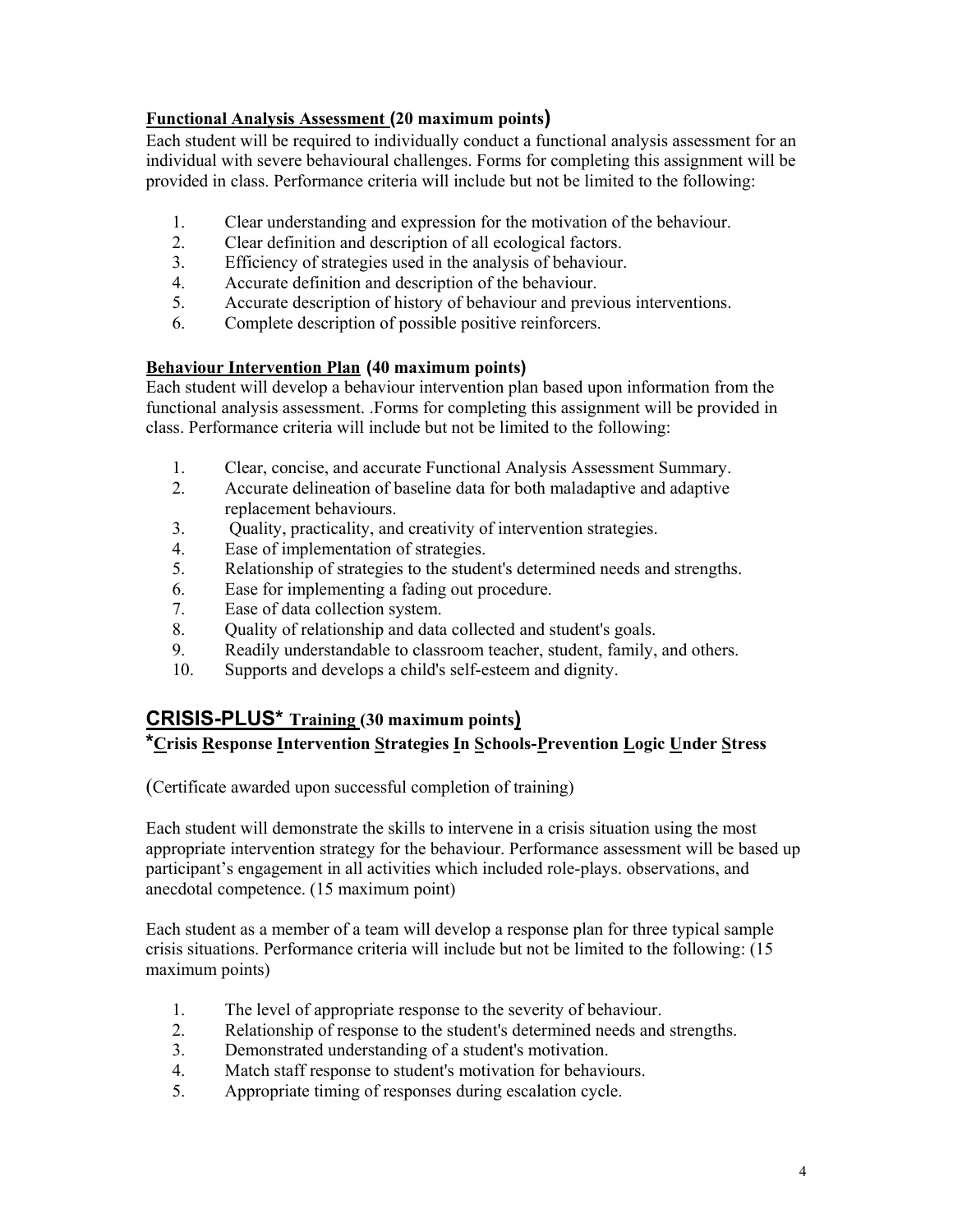**Functional Analysis Assessment (20 maximum points)**

Each student will be required to individually conduct a functional analysis assessment for an individual with severe behavioural challenges. Forms for completing this assignment will be provided in class. Performance criteria will include but not be limited to the following:

1. Clear understanding and expression for the motivation of the behaviour.
2. Clear definition and description of all ecological factors.
3. Efficiency of strategies used in the analysis of behaviour.
4. Accurate definition and description of the behaviour.
5. Accurate description of history of behaviour and previous interventions.
6. Complete description of possible positive reinforcers.

**Behaviour Intervention Plan (40 maximum points)**

Each student will develop a behaviour intervention plan based upon information from the functional analysis assessment. .Forms for completing this assignment will be provided in class. Performance criteria will include but not be limited to the following:

1. Clear, concise, and accurate Functional Analysis Assessment Summary.
2. Accurate delineation of baseline data for both maladaptive and adaptive replacement behaviours.
3. Quality, practicality, and creativity of intervention strategies.
4. Ease of implementation of strategies.
5. Relationship of strategies to the student's determined needs and strengths.
6. Ease for implementing a fading out procedure.
7. Ease of data collection system.
8. Quality of relationship and data collected and student's goals.
9. Readily understandable to classroom teacher, student, family, and others.
10. Supports and develops a child's self-esteem and dignity.

## **CRISIS-PLUS* Training (30 maximum points)**

### ***Crisis Response Intervention Strategies In Schools-Prevention Logic Under Stress**

(Certificate awarded upon successful completion of training)

Each student will demonstrate the skills to intervene in a crisis situation using the most appropriate intervention strategy for the behaviour. Performance assessment will be based up participant's engagement in all activities which included role-plays. observations, and anecdotal competence. (15 maximum point)

Each student as a member of a team will develop a response plan for three typical sample crisis situations. Performance criteria will include but not be limited to the following: (15 maximum points)

1. The level of appropriate response to the severity of behaviour.
2. Relationship of response to the student's determined needs and strengths.
3. Demonstrated understanding of a student's motivation.
4. Match staff response to student's motivation for behaviours.
5. Appropriate timing of responses during escalation cycle.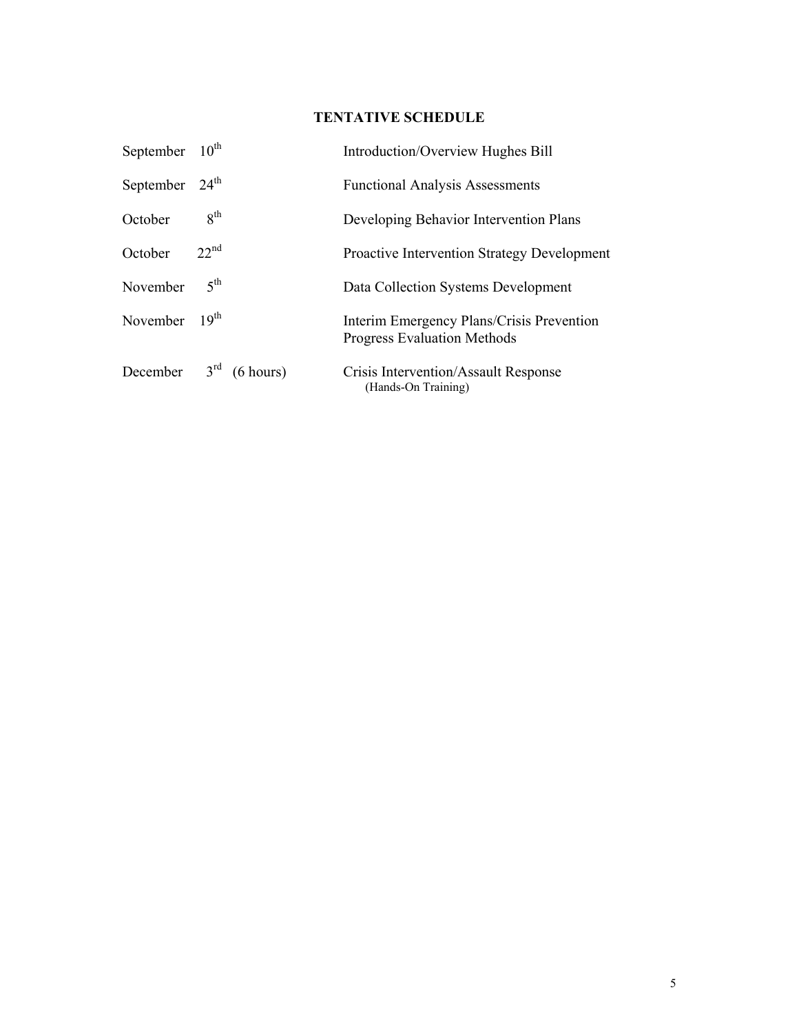## TENTATIVE SCHEDULE

| | |
|---|---|
| September 10th | Introduction/Overview Hughes Bill |
| September 24th | Functional Analysis Assessments |
| October 8th | Developing Behavior Intervention Plans |
| October 22nd | Proactive Intervention Strategy Development |
| November 5th | Data Collection Systems Development |
| November 19th | Interim Emergency Plans/Crisis Prevention<br>Progress Evaluation Methods |
| December 3rd (6 hours) | Crisis Intervention/Assault Response<br>(Hands-On Training) |